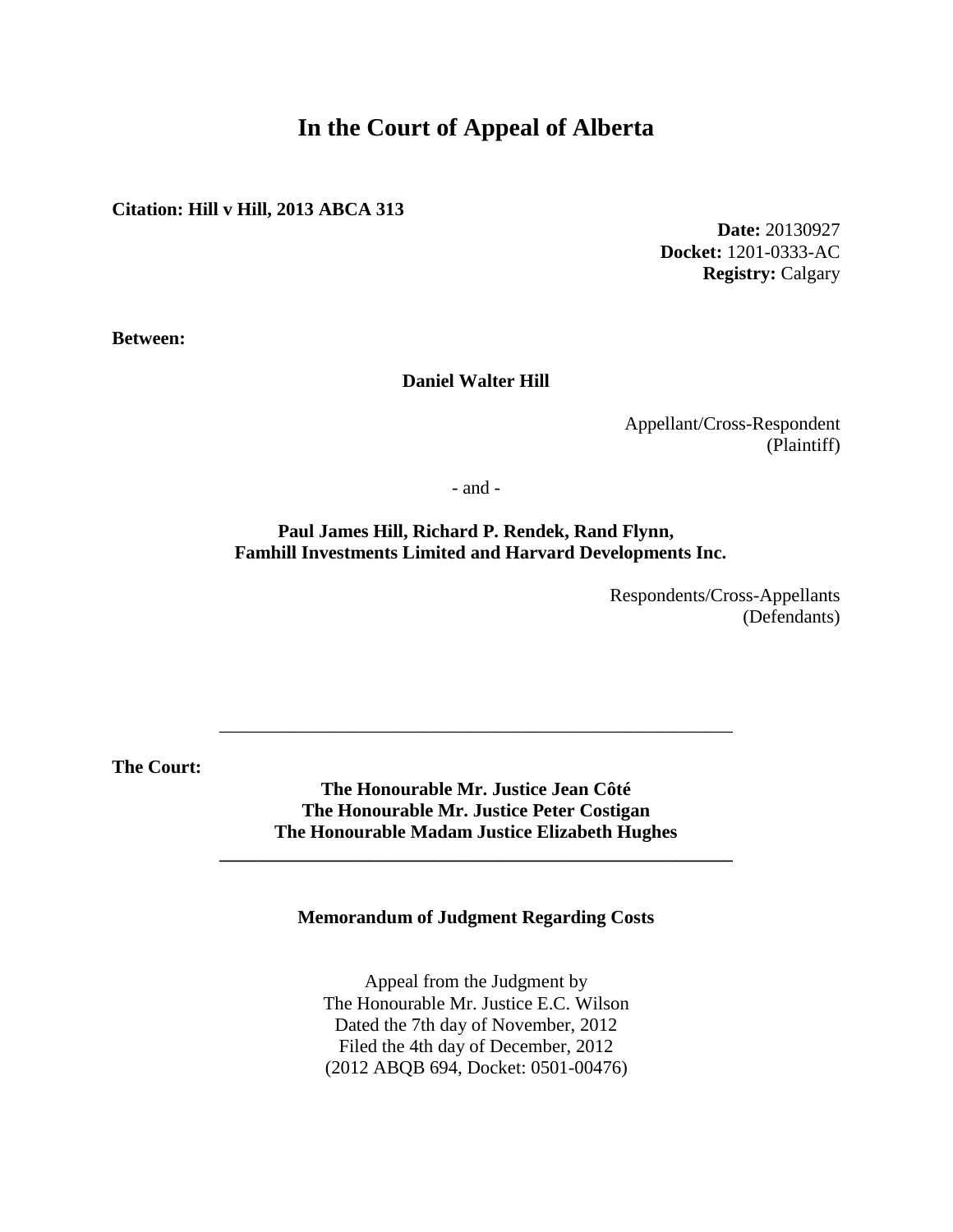# In the Court of Appeal of Alberta

**Citation: Hill v Hill, 2013 ABCA 313**

**Date:** 20130927
**Docket:** 1201-0333-AC
**Registry:** Calgary

**Between:**

**Daniel Walter Hill**

Appellant/Cross-Respondent
(Plaintiff)

- and -

**Paul James Hill, Richard P. Rendek, Rand Flynn, Famhill Investments Limited and Harvard Developments Inc.**

Respondents/Cross-Appellants
(Defendants)

---

**The Court:**

**The Honourable Mr. Justice Jean Côté**
**The Honourable Mr. Justice Peter Costigan**
**The Honourable Madam Justice Elizabeth Hughes**

---

**Memorandum of Judgment Regarding Costs**

Appeal from the Judgment by
The Honourable Mr. Justice E.C. Wilson
Dated the 7th day of November, 2012
Filed the 4th day of December, 2012
(2012 ABQB 694, Docket: 0501-00476)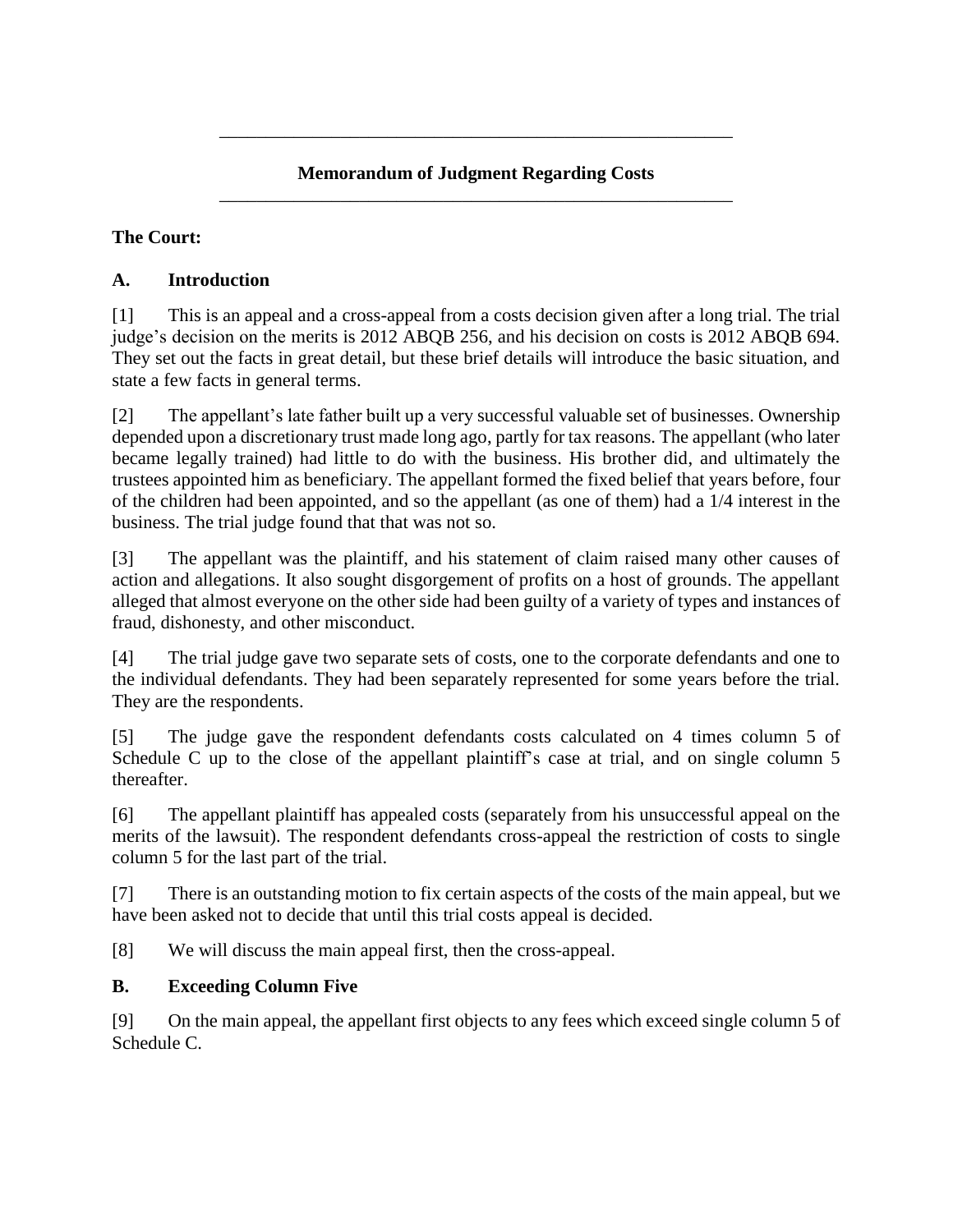## Memorandum of Judgment Regarding Costs

**The Court:**

### A. Introduction

[1] This is an appeal and a cross-appeal from a costs decision given after a long trial. The trial judge's decision on the merits is 2012 ABQB 256, and his decision on costs is 2012 ABQB 694. They set out the facts in great detail, but these brief details will introduce the basic situation, and state a few facts in general terms.

[2] The appellant's late father built up a very successful valuable set of businesses. Ownership depended upon a discretionary trust made long ago, partly for tax reasons. The appellant (who later became legally trained) had little to do with the business. His brother did, and ultimately the trustees appointed him as beneficiary. The appellant formed the fixed belief that years before, four of the children had been appointed, and so the appellant (as one of them) had a 1/4 interest in the business. The trial judge found that that was not so.

[3] The appellant was the plaintiff, and his statement of claim raised many other causes of action and allegations. It also sought disgorgement of profits on a host of grounds. The appellant alleged that almost everyone on the other side had been guilty of a variety of types and instances of fraud, dishonesty, and other misconduct.

[4] The trial judge gave two separate sets of costs, one to the corporate defendants and one to the individual defendants. They had been separately represented for some years before the trial. They are the respondents.

[5] The judge gave the respondent defendants costs calculated on 4 times column 5 of Schedule C up to the close of the appellant plaintiff's case at trial, and on single column 5 thereafter.

[6] The appellant plaintiff has appealed costs (separately from his unsuccessful appeal on the merits of the lawsuit). The respondent defendants cross-appeal the restriction of costs to single column 5 for the last part of the trial.

[7] There is an outstanding motion to fix certain aspects of the costs of the main appeal, but we have been asked not to decide that until this trial costs appeal is decided.

[8] We will discuss the main appeal first, then the cross-appeal.

### B. Exceeding Column Five

[9] On the main appeal, the appellant first objects to any fees which exceed single column 5 of Schedule C.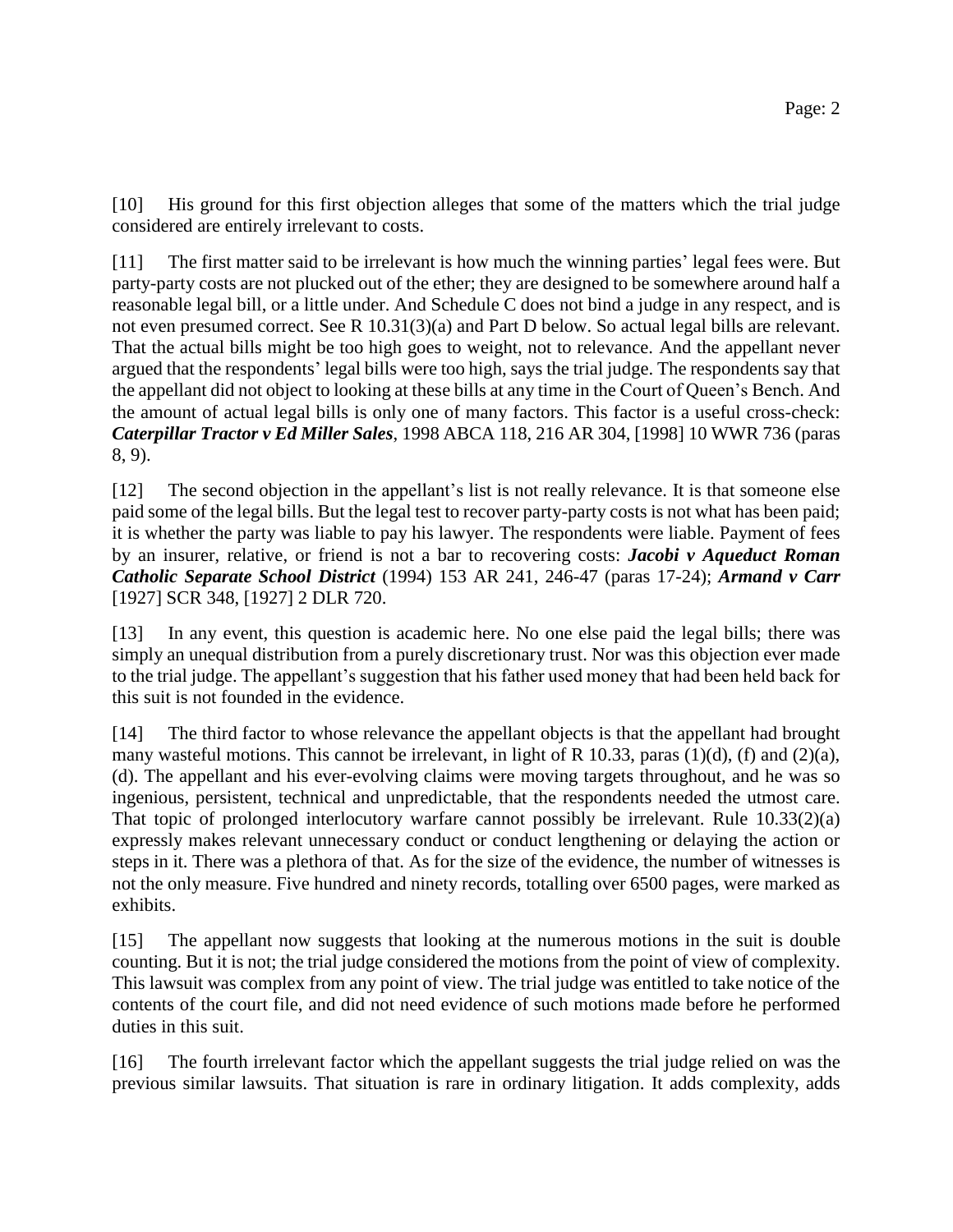[10] His ground for this first objection alleges that some of the matters which the trial judge considered are entirely irrelevant to costs.

[11] The first matter said to be irrelevant is how much the winning parties' legal fees were. But party-party costs are not plucked out of the ether; they are designed to be somewhere around half a reasonable legal bill, or a little under. And Schedule C does not bind a judge in any respect, and is not even presumed correct. See R 10.31(3)(a) and Part D below. So actual legal bills are relevant. That the actual bills might be too high goes to weight, not to relevance. And the appellant never argued that the respondents' legal bills were too high, says the trial judge. The respondents say that the appellant did not object to looking at these bills at any time in the Court of Queen's Bench. And the amount of actual legal bills is only one of many factors. This factor is a useful cross-check: ***Caterpillar Tractor v Ed Miller Sales***, 1998 ABCA 118, 216 AR 304, [1998] 10 WWR 736 (paras 8, 9).

[12] The second objection in the appellant's list is not really relevance. It is that someone else paid some of the legal bills. But the legal test to recover party-party costs is not what has been paid; it is whether the party was liable to pay his lawyer. The respondents were liable. Payment of fees by an insurer, relative, or friend is not a bar to recovering costs: ***Jacobi v Aqueduct Roman Catholic Separate School District*** (1994) 153 AR 241, 246-47 (paras 17-24); ***Armand v Carr*** [1927] SCR 348, [1927] 2 DLR 720.

[13] In any event, this question is academic here. No one else paid the legal bills; there was simply an unequal distribution from a purely discretionary trust. Nor was this objection ever made to the trial judge. The appellant's suggestion that his father used money that had been held back for this suit is not founded in the evidence.

[14] The third factor to whose relevance the appellant objects is that the appellant had brought many wasteful motions. This cannot be irrelevant, in light of R 10.33, paras (1)(d), (f) and (2)(a), (d). The appellant and his ever-evolving claims were moving targets throughout, and he was so ingenious, persistent, technical and unpredictable, that the respondents needed the utmost care. That topic of prolonged interlocutory warfare cannot possibly be irrelevant. Rule 10.33(2)(a) expressly makes relevant unnecessary conduct or conduct lengthening or delaying the action or steps in it. There was a plethora of that. As for the size of the evidence, the number of witnesses is not the only measure. Five hundred and ninety records, totalling over 6500 pages, were marked as exhibits.

[15] The appellant now suggests that looking at the numerous motions in the suit is double counting. But it is not; the trial judge considered the motions from the point of view of complexity. This lawsuit was complex from any point of view. The trial judge was entitled to take notice of the contents of the court file, and did not need evidence of such motions made before he performed duties in this suit.

[16] The fourth irrelevant factor which the appellant suggests the trial judge relied on was the previous similar lawsuits. That situation is rare in ordinary litigation. It adds complexity, adds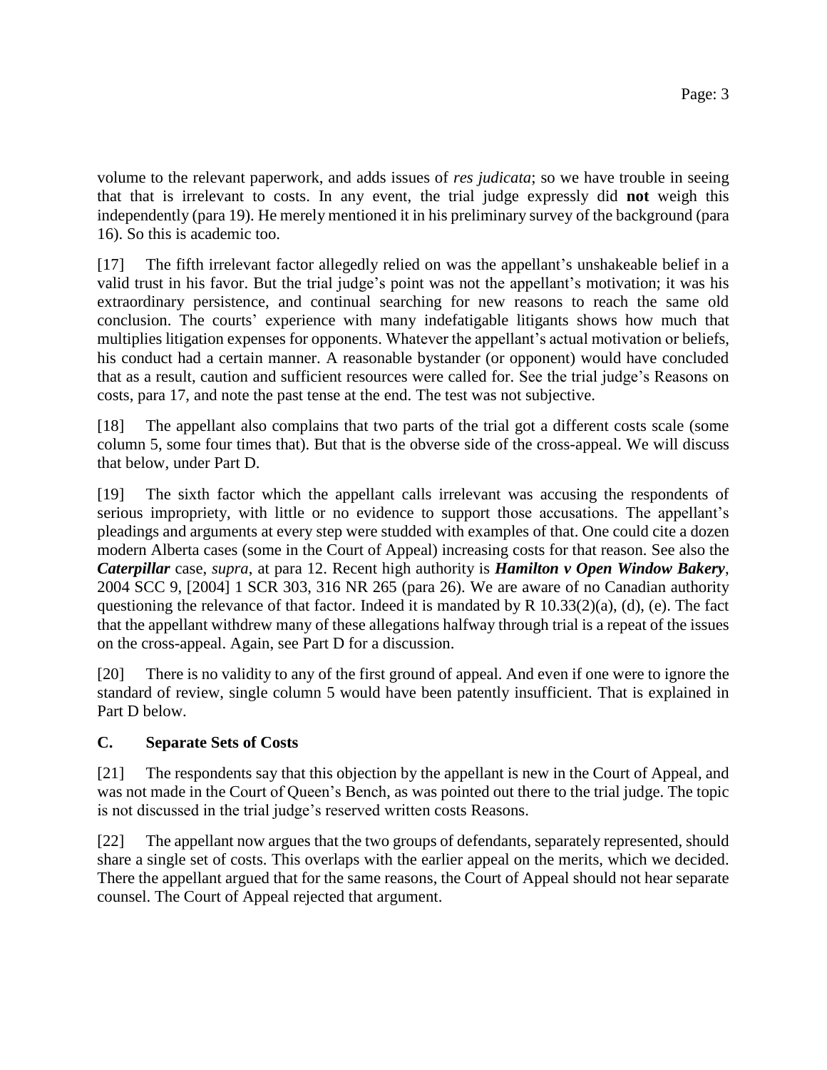volume to the relevant paperwork, and adds issues of *res judicata*; so we have trouble in seeing that that is irrelevant to costs. In any event, the trial judge expressly did **not** weigh this independently (para 19). He merely mentioned it in his preliminary survey of the background (para 16). So this is academic too.

[17] The fifth irrelevant factor allegedly relied on was the appellant's unshakeable belief in a valid trust in his favor. But the trial judge's point was not the appellant's motivation; it was his extraordinary persistence, and continual searching for new reasons to reach the same old conclusion. The courts' experience with many indefatigable litigants shows how much that multiplies litigation expenses for opponents. Whatever the appellant's actual motivation or beliefs, his conduct had a certain manner. A reasonable bystander (or opponent) would have concluded that as a result, caution and sufficient resources were called for. See the trial judge's Reasons on costs, para 17, and note the past tense at the end. The test was not subjective.

[18] The appellant also complains that two parts of the trial got a different costs scale (some column 5, some four times that). But that is the obverse side of the cross-appeal. We will discuss that below, under Part D.

[19] The sixth factor which the appellant calls irrelevant was accusing the respondents of serious impropriety, with little or no evidence to support those accusations. The appellant's pleadings and arguments at every step were studded with examples of that. One could cite a dozen modern Alberta cases (some in the Court of Appeal) increasing costs for that reason. See also the ***Caterpillar*** case, *supra*, at para 12. Recent high authority is ***Hamilton v Open Window Bakery***, 2004 SCC 9, [2004] 1 SCR 303, 316 NR 265 (para 26). We are aware of no Canadian authority questioning the relevance of that factor. Indeed it is mandated by R 10.33(2)(a), (d), (e). The fact that the appellant withdrew many of these allegations halfway through trial is a repeat of the issues on the cross-appeal. Again, see Part D for a discussion.

[20] There is no validity to any of the first ground of appeal. And even if one were to ignore the standard of review, single column 5 would have been patently insufficient. That is explained in Part D below.

## C. Separate Sets of Costs

[21] The respondents say that this objection by the appellant is new in the Court of Appeal, and was not made in the Court of Queen's Bench, as was pointed out there to the trial judge. The topic is not discussed in the trial judge's reserved written costs Reasons.

[22] The appellant now argues that the two groups of defendants, separately represented, should share a single set of costs. This overlaps with the earlier appeal on the merits, which we decided. There the appellant argued that for the same reasons, the Court of Appeal should not hear separate counsel. The Court of Appeal rejected that argument.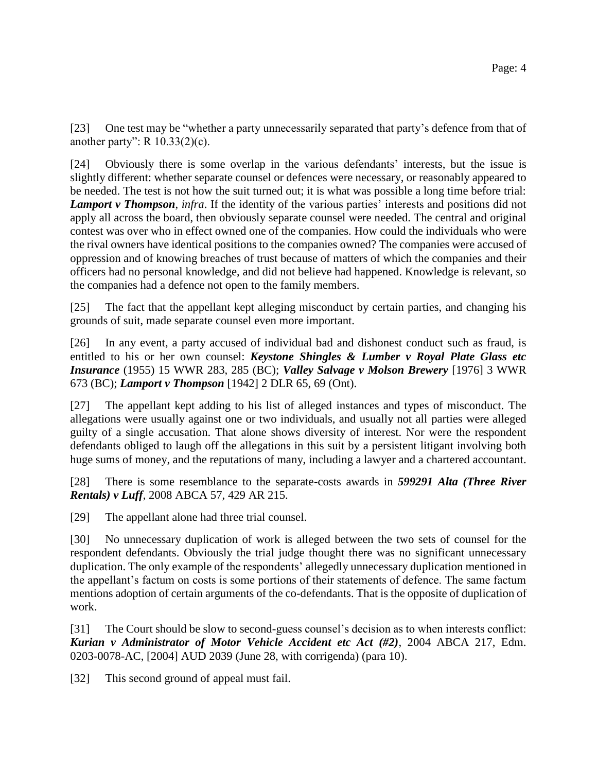[23] One test may be "whether a party unnecessarily separated that party's defence from that of another party": R 10.33(2)(c).

[24] Obviously there is some overlap in the various defendants' interests, but the issue is slightly different: whether separate counsel or defences were necessary, or reasonably appeared to be needed. The test is not how the suit turned out; it is what was possible a long time before trial: ***Lamport v Thompson***, *infra*. If the identity of the various parties' interests and positions did not apply all across the board, then obviously separate counsel were needed. The central and original contest was over who in effect owned one of the companies. How could the individuals who were the rival owners have identical positions to the companies owned? The companies were accused of oppression and of knowing breaches of trust because of matters of which the companies and their officers had no personal knowledge, and did not believe had happened. Knowledge is relevant, so the companies had a defence not open to the family members.

[25] The fact that the appellant kept alleging misconduct by certain parties, and changing his grounds of suit, made separate counsel even more important.

[26] In any event, a party accused of individual bad and dishonest conduct such as fraud, is entitled to his or her own counsel: ***Keystone Shingles & Lumber v Royal Plate Glass etc Insurance*** (1955) 15 WWR 283, 285 (BC); ***Valley Salvage v Molson Brewery*** [1976] 3 WWR 673 (BC); ***Lamport v Thompson*** [1942] 2 DLR 65, 69 (Ont).

[27] The appellant kept adding to his list of alleged instances and types of misconduct. The allegations were usually against one or two individuals, and usually not all parties were alleged guilty of a single accusation. That alone shows diversity of interest. Nor were the respondent defendants obliged to laugh off the allegations in this suit by a persistent litigant involving both huge sums of money, and the reputations of many, including a lawyer and a chartered accountant.

[28] There is some resemblance to the separate-costs awards in ***599291 Alta (Three River Rentals) v Luff***, 2008 ABCA 57, 429 AR 215.

[29] The appellant alone had three trial counsel.

[30] No unnecessary duplication of work is alleged between the two sets of counsel for the respondent defendants. Obviously the trial judge thought there was no significant unnecessary duplication. The only example of the respondents' allegedly unnecessary duplication mentioned in the appellant's factum on costs is some portions of their statements of defence. The same factum mentions adoption of certain arguments of the co-defendants. That is the opposite of duplication of work.

[31] The Court should be slow to second-guess counsel's decision as to when interests conflict: ***Kurian v Administrator of Motor Vehicle Accident etc Act (#2)***, 2004 ABCA 217, Edm. 0203-0078-AC, [2004] AUD 2039 (June 28, with corrigenda) (para 10).

[32] This second ground of appeal must fail.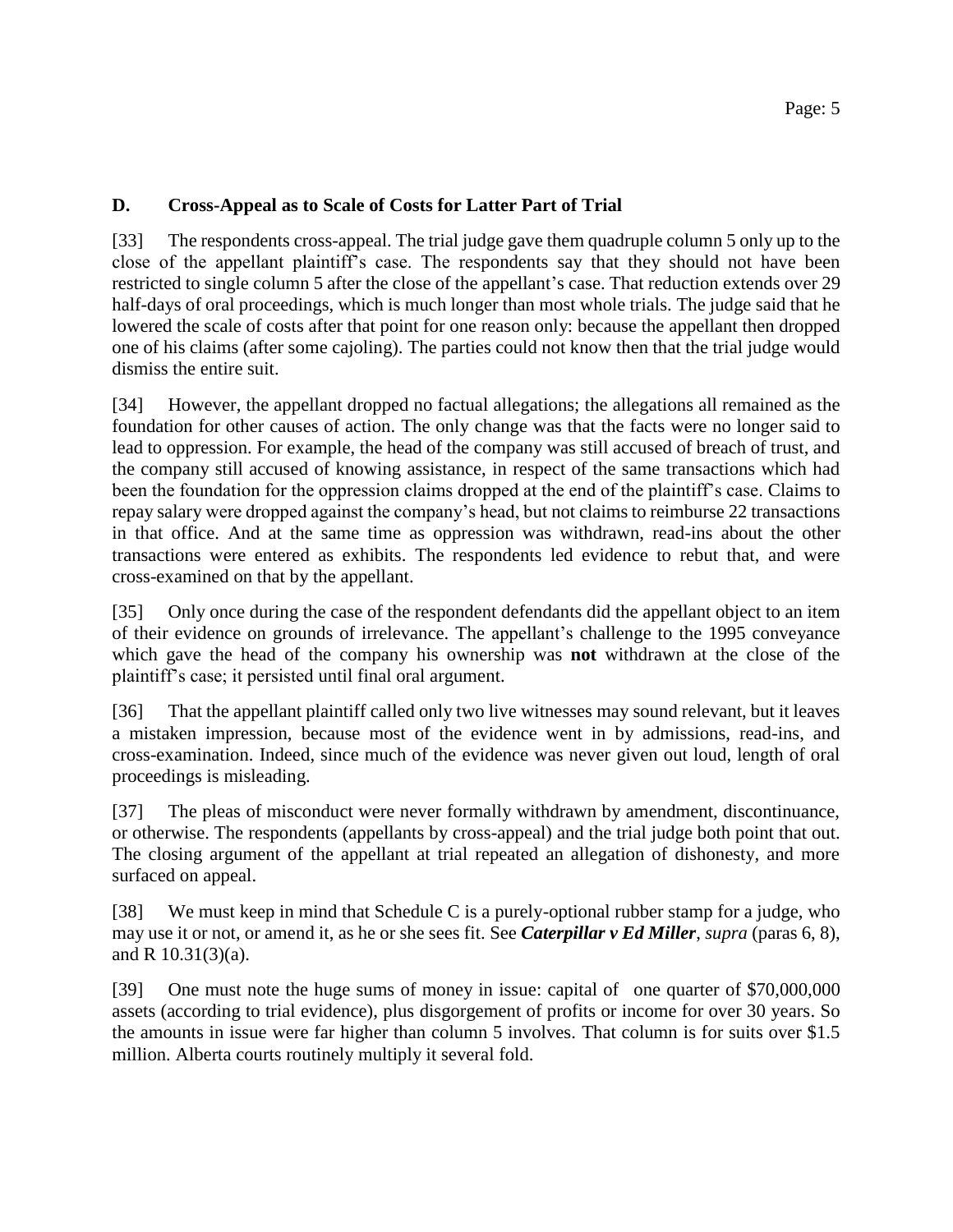## D. Cross-Appeal as to Scale of Costs for Latter Part of Trial

[33] The respondents cross-appeal. The trial judge gave them quadruple column 5 only up to the close of the appellant plaintiff's case. The respondents say that they should not have been restricted to single column 5 after the close of the appellant's case. That reduction extends over 29 half-days of oral proceedings, which is much longer than most whole trials. The judge said that he lowered the scale of costs after that point for one reason only: because the appellant then dropped one of his claims (after some cajoling). The parties could not know then that the trial judge would dismiss the entire suit.

[34] However, the appellant dropped no factual allegations; the allegations all remained as the foundation for other causes of action. The only change was that the facts were no longer said to lead to oppression. For example, the head of the company was still accused of breach of trust, and the company still accused of knowing assistance, in respect of the same transactions which had been the foundation for the oppression claims dropped at the end of the plaintiff's case. Claims to repay salary were dropped against the company's head, but not claims to reimburse 22 transactions in that office. And at the same time as oppression was withdrawn, read-ins about the other transactions were entered as exhibits. The respondents led evidence to rebut that, and were cross-examined on that by the appellant.

[35] Only once during the case of the respondent defendants did the appellant object to an item of their evidence on grounds of irrelevance. The appellant's challenge to the 1995 conveyance which gave the head of the company his ownership was **not** withdrawn at the close of the plaintiff's case; it persisted until final oral argument.

[36] That the appellant plaintiff called only two live witnesses may sound relevant, but it leaves a mistaken impression, because most of the evidence went in by admissions, read-ins, and cross-examination. Indeed, since much of the evidence was never given out loud, length of oral proceedings is misleading.

[37] The pleas of misconduct were never formally withdrawn by amendment, discontinuance, or otherwise. The respondents (appellants by cross-appeal) and the trial judge both point that out. The closing argument of the appellant at trial repeated an allegation of dishonesty, and more surfaced on appeal.

[38] We must keep in mind that Schedule C is a purely-optional rubber stamp for a judge, who may use it or not, or amend it, as he or she sees fit. See ***Caterpillar v Ed Miller***, *supra* (paras 6, 8), and R 10.31(3)(a).

[39] One must note the huge sums of money in issue: capital of one quarter of $70,000,000 assets (according to trial evidence), plus disgorgement of profits or income for over 30 years. So the amounts in issue were far higher than column 5 involves. That column is for suits over $1.5 million. Alberta courts routinely multiply it several fold.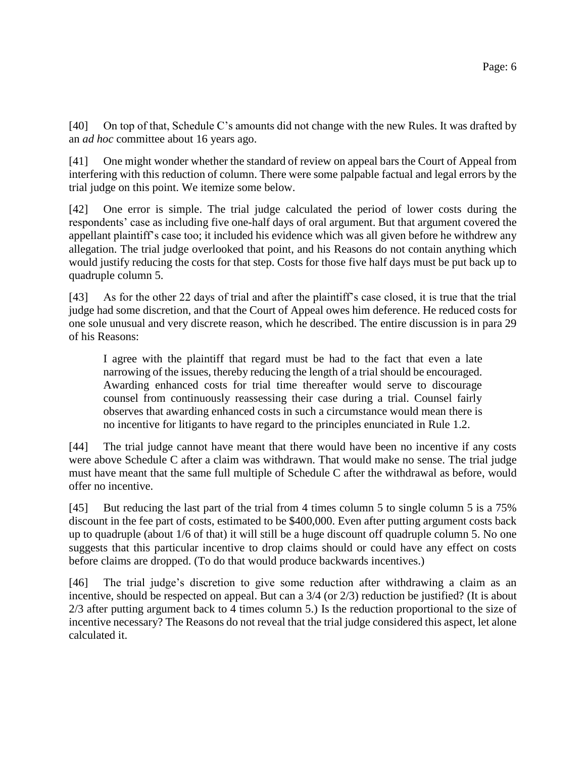[40] On top of that, Schedule C's amounts did not change with the new Rules. It was drafted by an *ad hoc* committee about 16 years ago.

[41] One might wonder whether the standard of review on appeal bars the Court of Appeal from interfering with this reduction of column. There were some palpable factual and legal errors by the trial judge on this point. We itemize some below.

[42] One error is simple. The trial judge calculated the period of lower costs during the respondents' case as including five one-half days of oral argument. But that argument covered the appellant plaintiff's case too; it included his evidence which was all given before he withdrew any allegation. The trial judge overlooked that point, and his Reasons do not contain anything which would justify reducing the costs for that step. Costs for those five half days must be put back up to quadruple column 5.

[43] As for the other 22 days of trial and after the plaintiff's case closed, it is true that the trial judge had some discretion, and that the Court of Appeal owes him deference. He reduced costs for one sole unusual and very discrete reason, which he described. The entire discussion is in para 29 of his Reasons:

> I agree with the plaintiff that regard must be had to the fact that even a late narrowing of the issues, thereby reducing the length of a trial should be encouraged. Awarding enhanced costs for trial time thereafter would serve to discourage counsel from continuously reassessing their case during a trial. Counsel fairly observes that awarding enhanced costs in such a circumstance would mean there is no incentive for litigants to have regard to the principles enunciated in Rule 1.2.

[44] The trial judge cannot have meant that there would have been no incentive if any costs were above Schedule C after a claim was withdrawn. That would make no sense. The trial judge must have meant that the same full multiple of Schedule C after the withdrawal as before, would offer no incentive.

[45] But reducing the last part of the trial from 4 times column 5 to single column 5 is a 75% discount in the fee part of costs, estimated to be $400,000. Even after putting argument costs back up to quadruple (about 1/6 of that) it will still be a huge discount off quadruple column 5. No one suggests that this particular incentive to drop claims should or could have any effect on costs before claims are dropped. (To do that would produce backwards incentives.)

[46] The trial judge's discretion to give some reduction after withdrawing a claim as an incentive, should be respected on appeal. But can a 3/4 (or 2/3) reduction be justified? (It is about 2/3 after putting argument back to 4 times column 5.) Is the reduction proportional to the size of incentive necessary? The Reasons do not reveal that the trial judge considered this aspect, let alone calculated it.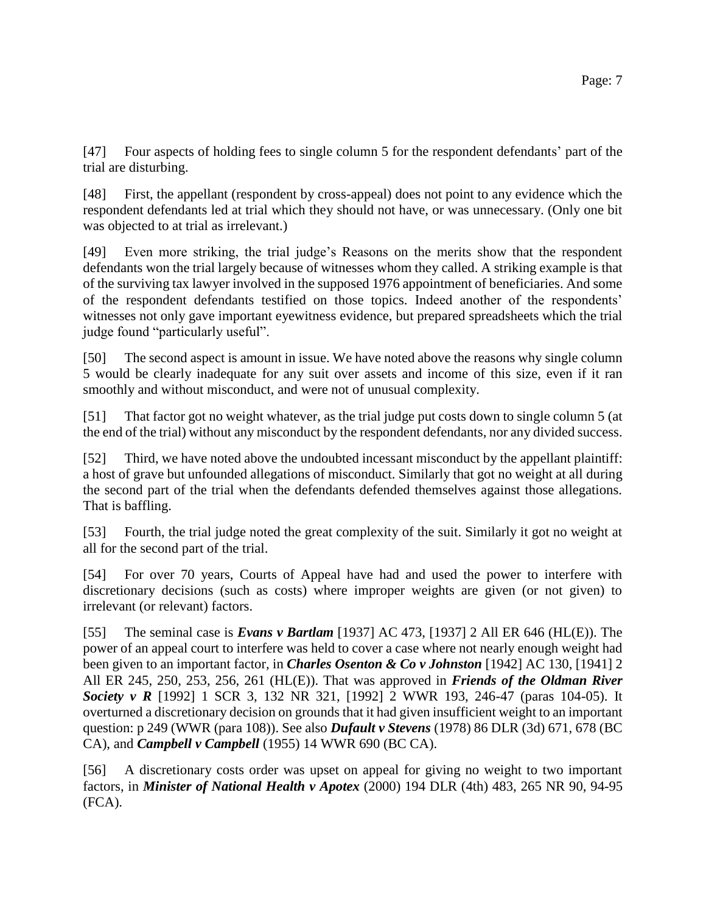[47] Four aspects of holding fees to single column 5 for the respondent defendants' part of the trial are disturbing.

[48] First, the appellant (respondent by cross-appeal) does not point to any evidence which the respondent defendants led at trial which they should not have, or was unnecessary. (Only one bit was objected to at trial as irrelevant.)

[49] Even more striking, the trial judge's Reasons on the merits show that the respondent defendants won the trial largely because of witnesses whom they called. A striking example is that of the surviving tax lawyer involved in the supposed 1976 appointment of beneficiaries. And some of the respondent defendants testified on those topics. Indeed another of the respondents' witnesses not only gave important eyewitness evidence, but prepared spreadsheets which the trial judge found "particularly useful".

[50] The second aspect is amount in issue. We have noted above the reasons why single column 5 would be clearly inadequate for any suit over assets and income of this size, even if it ran smoothly and without misconduct, and were not of unusual complexity.

[51] That factor got no weight whatever, as the trial judge put costs down to single column 5 (at the end of the trial) without any misconduct by the respondent defendants, nor any divided success.

[52] Third, we have noted above the undoubted incessant misconduct by the appellant plaintiff: a host of grave but unfounded allegations of misconduct. Similarly that got no weight at all during the second part of the trial when the defendants defended themselves against those allegations. That is baffling.

[53] Fourth, the trial judge noted the great complexity of the suit. Similarly it got no weight at all for the second part of the trial.

[54] For over 70 years, Courts of Appeal have had and used the power to interfere with discretionary decisions (such as costs) where improper weights are given (or not given) to irrelevant (or relevant) factors.

[55] The seminal case is ***Evans v Bartlam*** [1937] AC 473, [1937] 2 All ER 646 (HL(E)). The power of an appeal court to interfere was held to cover a case where not nearly enough weight had been given to an important factor, in ***Charles Osenton & Co v Johnston*** [1942] AC 130, [1941] 2 All ER 245, 250, 253, 256, 261 (HL(E)). That was approved in ***Friends of the Oldman River Society v R*** [1992] 1 SCR 3, 132 NR 321, [1992] 2 WWR 193, 246-47 (paras 104-05). It overturned a discretionary decision on grounds that it had given insufficient weight to an important question: p 249 (WWR (para 108)). See also ***Dufault v Stevens*** (1978) 86 DLR (3d) 671, 678 (BC CA), and ***Campbell v Campbell*** (1955) 14 WWR 690 (BC CA).

[56] A discretionary costs order was upset on appeal for giving no weight to two important factors, in ***Minister of National Health v Apotex*** (2000) 194 DLR (4th) 483, 265 NR 90, 94-95 (FCA).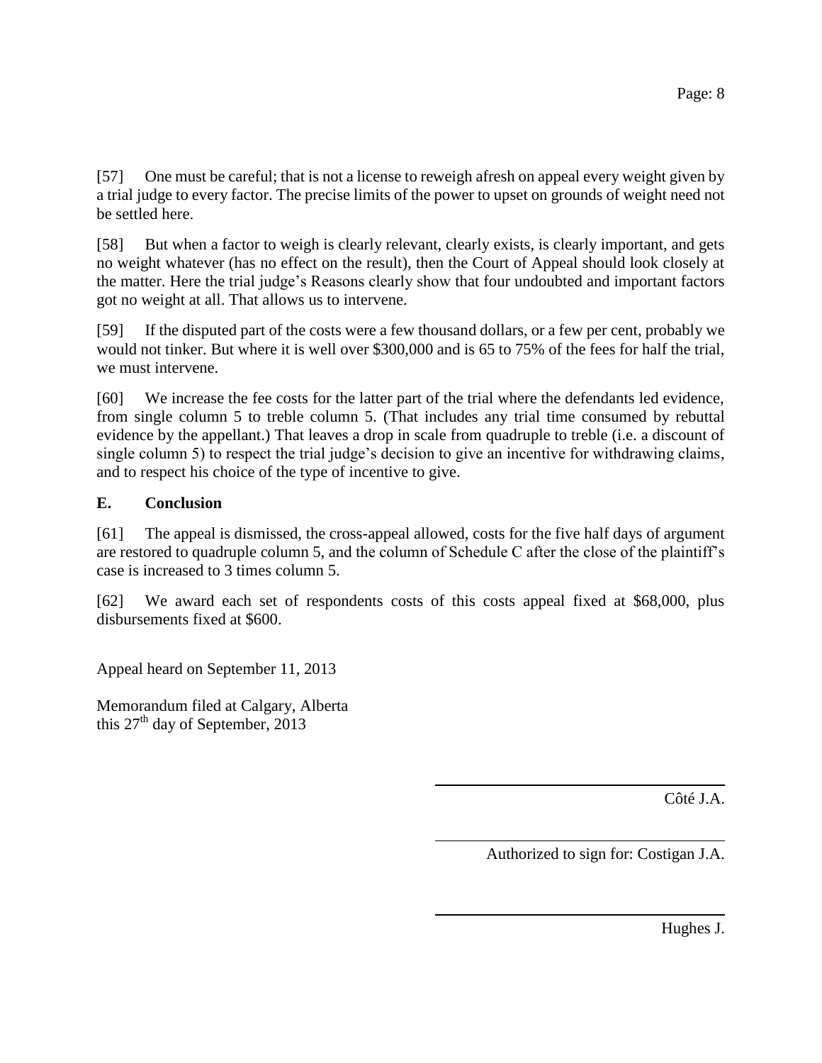[57] One must be careful; that is not a license to reweigh afresh on appeal every weight given by a trial judge to every factor. The precise limits of the power to upset on grounds of weight need not be settled here.

[58] But when a factor to weigh is clearly relevant, clearly exists, is clearly important, and gets no weight whatever (has no effect on the result), then the Court of Appeal should look closely at the matter. Here the trial judge's Reasons clearly show that four undoubted and important factors got no weight at all. That allows us to intervene.

[59] If the disputed part of the costs were a few thousand dollars, or a few per cent, probably we would not tinker. But where it is well over $300,000 and is 65 to 75% of the fees for half the trial, we must intervene.

[60] We increase the fee costs for the latter part of the trial where the defendants led evidence, from single column 5 to treble column 5. (That includes any trial time consumed by rebuttal evidence by the appellant.) That leaves a drop in scale from quadruple to treble (i.e. a discount of single column 5) to respect the trial judge's decision to give an incentive for withdrawing claims, and to respect his choice of the type of incentive to give.

## E. Conclusion

[61] The appeal is dismissed, the cross-appeal allowed, costs for the five half days of argument are restored to quadruple column 5, and the column of Schedule C after the close of the plaintiff's case is increased to 3 times column 5.

[62] We award each set of respondents costs of this costs appeal fixed at $68,000, plus disbursements fixed at $600.

Appeal heard on September 11, 2013

Memorandum filed at Calgary, Alberta
this 27th day of September, 2013

Côté J.A.

Authorized to sign for: Costigan J.A.

Hughes J.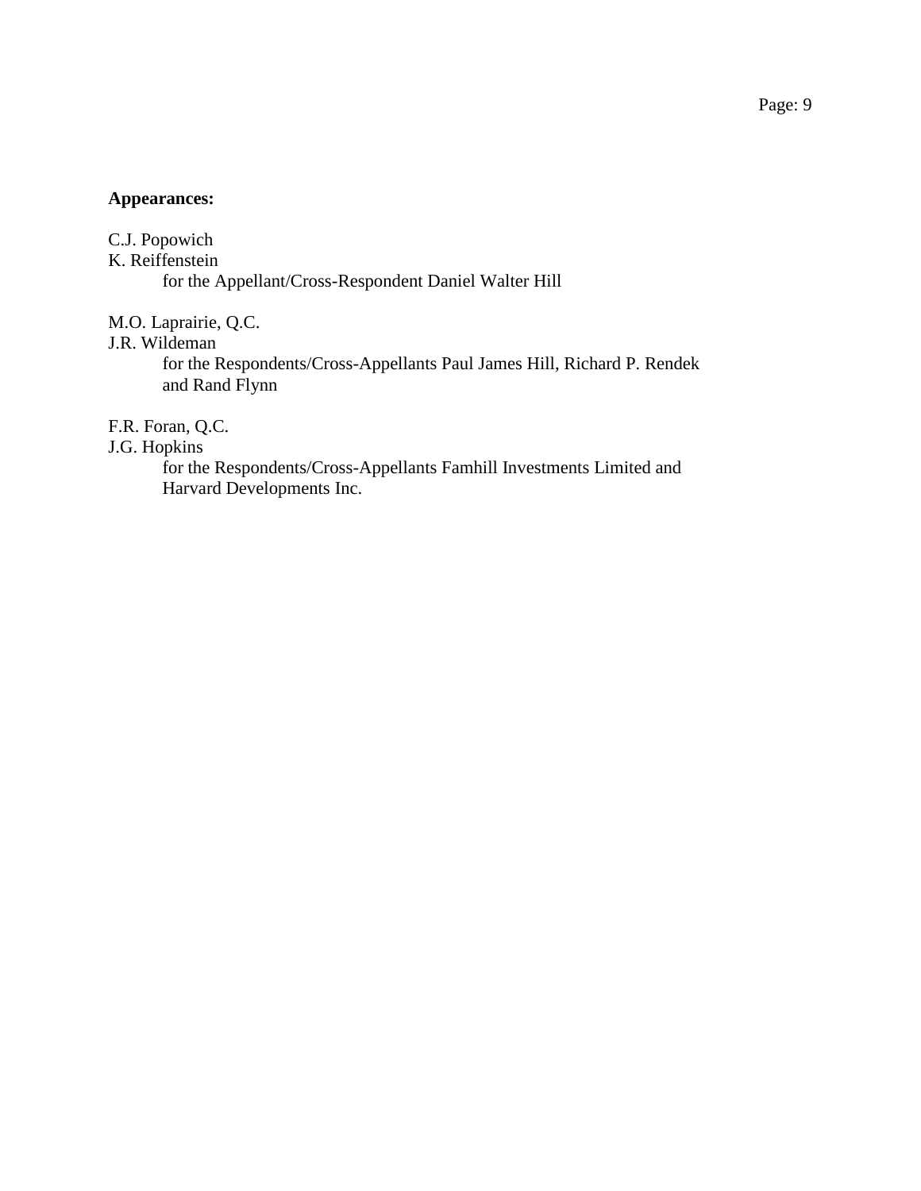**Appearances:**

C.J. Popowich
K. Reiffenstein
for the Appellant/Cross-Respondent Daniel Walter Hill

M.O. Laprairie, Q.C.
J.R. Wildeman
for the Respondents/Cross-Appellants Paul James Hill, Richard P. Rendek and Rand Flynn

F.R. Foran, Q.C.
J.G. Hopkins
for the Respondents/Cross-Appellants Famhill Investments Limited and Harvard Developments Inc.